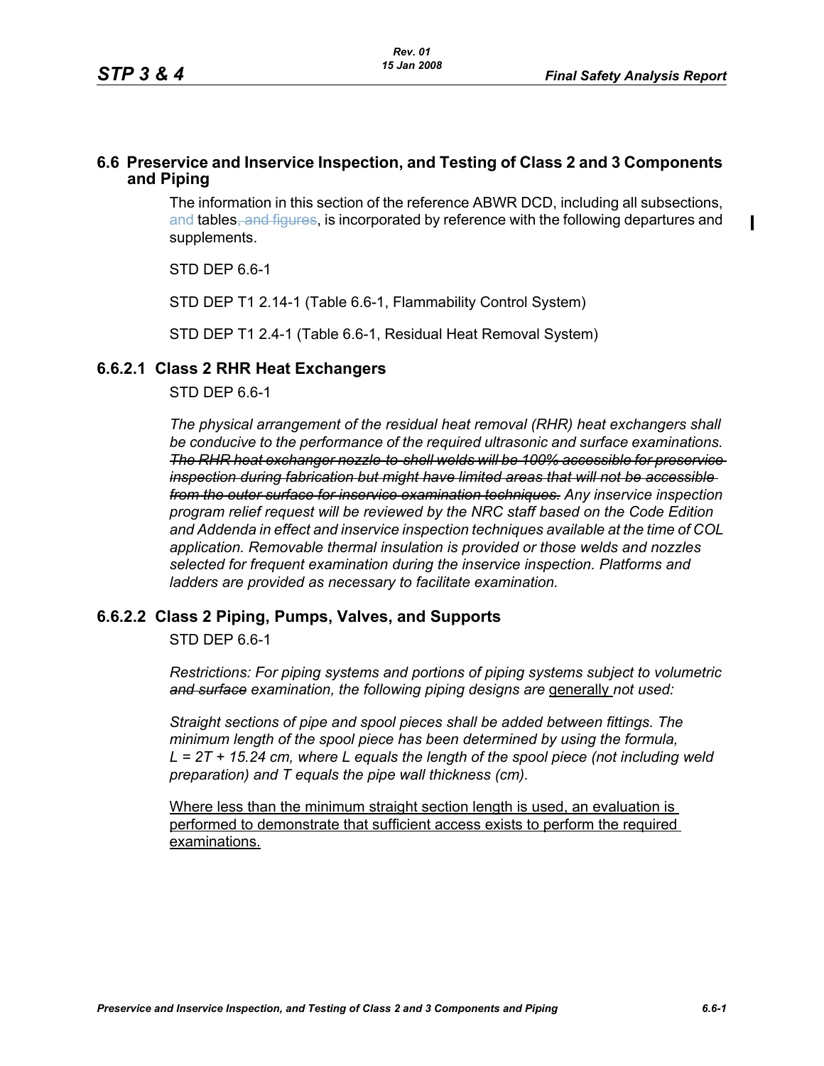## 6.6 Preservice and Inservice Inspection, and Testing of Class 2 and 3 Components and Piping

The information in this section of the reference ABWR DCD, including all subsections, and tables~~, and figures~~, is incorporated by reference with the following departures and supplements.

STD DEP 6.6-1

STD DEP T1 2.14-1 (Table 6.6-1, Flammability Control System)

STD DEP T1 2.4-1 (Table 6.6-1, Residual Heat Removal System)

### 6.6.2.1 Class 2 RHR Heat Exchangers

STD DEP 6.6-1

*The physical arrangement of the residual heat removal (RHR) heat exchangers shall be conducive to the performance of the required ultrasonic and surface examinations. ~~The RHR heat exchanger nozzle-to-shell welds will be 100% accessible for preservice inspection during fabrication but might have limited areas that will not be accessible from the outer surface for inservice examination techniques.~~ Any inservice inspection program relief request will be reviewed by the NRC staff based on the Code Edition and Addenda in effect and inservice inspection techniques available at the time of COL application. Removable thermal insulation is provided or those welds and nozzles selected for frequent examination during the inservice inspection. Platforms and ladders are provided as necessary to facilitate examination.*

### 6.6.2.2 Class 2 Piping, Pumps, Valves, and Supports

STD DEP 6.6-1

*Restrictions: For piping systems and portions of piping systems subject to volumetric ~~and surface~~ examination, the following piping designs are* <u>generally</u> *not used:*

*Straight sections of pipe and spool pieces shall be added between fittings. The minimum length of the spool piece has been determined by using the formula, $L = 2T + 15.24$ cm, where L equals the length of the spool piece (not including weld preparation) and T equals the pipe wall thickness (cm).*

<u>Where less than the minimum straight section length is used, an evaluation is performed to demonstrate that sufficient access exists to perform the required examinations.</u>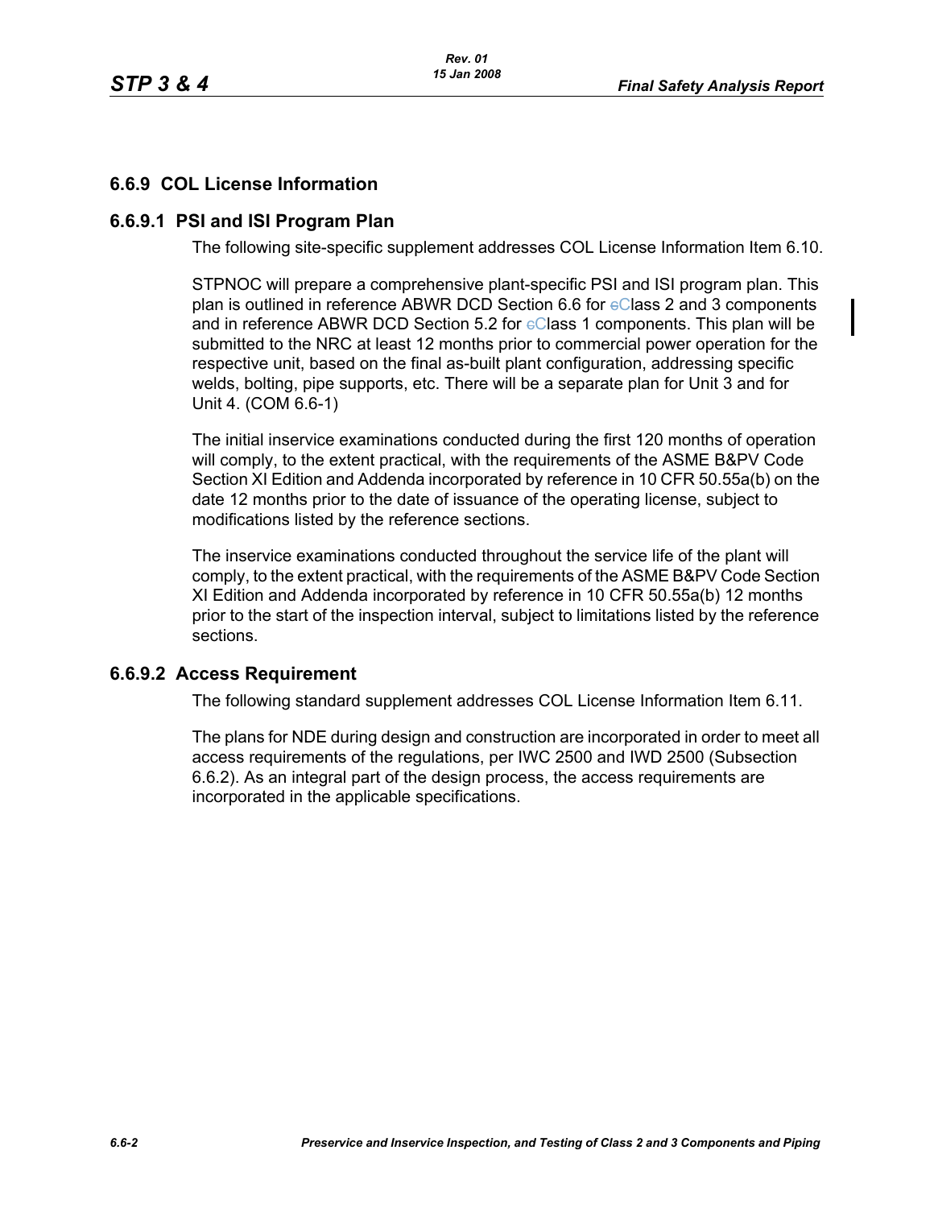## 6.6.9 COL License Information

### 6.6.9.1 PSI and ISI Program Plan

The following site-specific supplement addresses COL License Information Item 6.10.

STPNOC will prepare a comprehensive plant-specific PSI and ISI program plan. This plan is outlined in reference ABWR DCD Section 6.6 for Class 2 and 3 components and in reference ABWR DCD Section 5.2 for Class 1 components. This plan will be submitted to the NRC at least 12 months prior to commercial power operation for the respective unit, based on the final as-built plant configuration, addressing specific welds, bolting, pipe supports, etc. There will be a separate plan for Unit 3 and for Unit 4. (COM 6.6-1)

The initial inservice examinations conducted during the first 120 months of operation will comply, to the extent practical, with the requirements of the ASME B&PV Code Section XI Edition and Addenda incorporated by reference in 10 CFR 50.55a(b) on the date 12 months prior to the date of issuance of the operating license, subject to modifications listed by the reference sections.

The inservice examinations conducted throughout the service life of the plant will comply, to the extent practical, with the requirements of the ASME B&PV Code Section XI Edition and Addenda incorporated by reference in 10 CFR 50.55a(b) 12 months prior to the start of the inspection interval, subject to limitations listed by the reference sections.

### 6.6.9.2 Access Requirement

The following standard supplement addresses COL License Information Item 6.11.

The plans for NDE during design and construction are incorporated in order to meet all access requirements of the regulations, per IWC 2500 and IWD 2500 (Subsection 6.6.2). As an integral part of the design process, the access requirements are incorporated in the applicable specifications.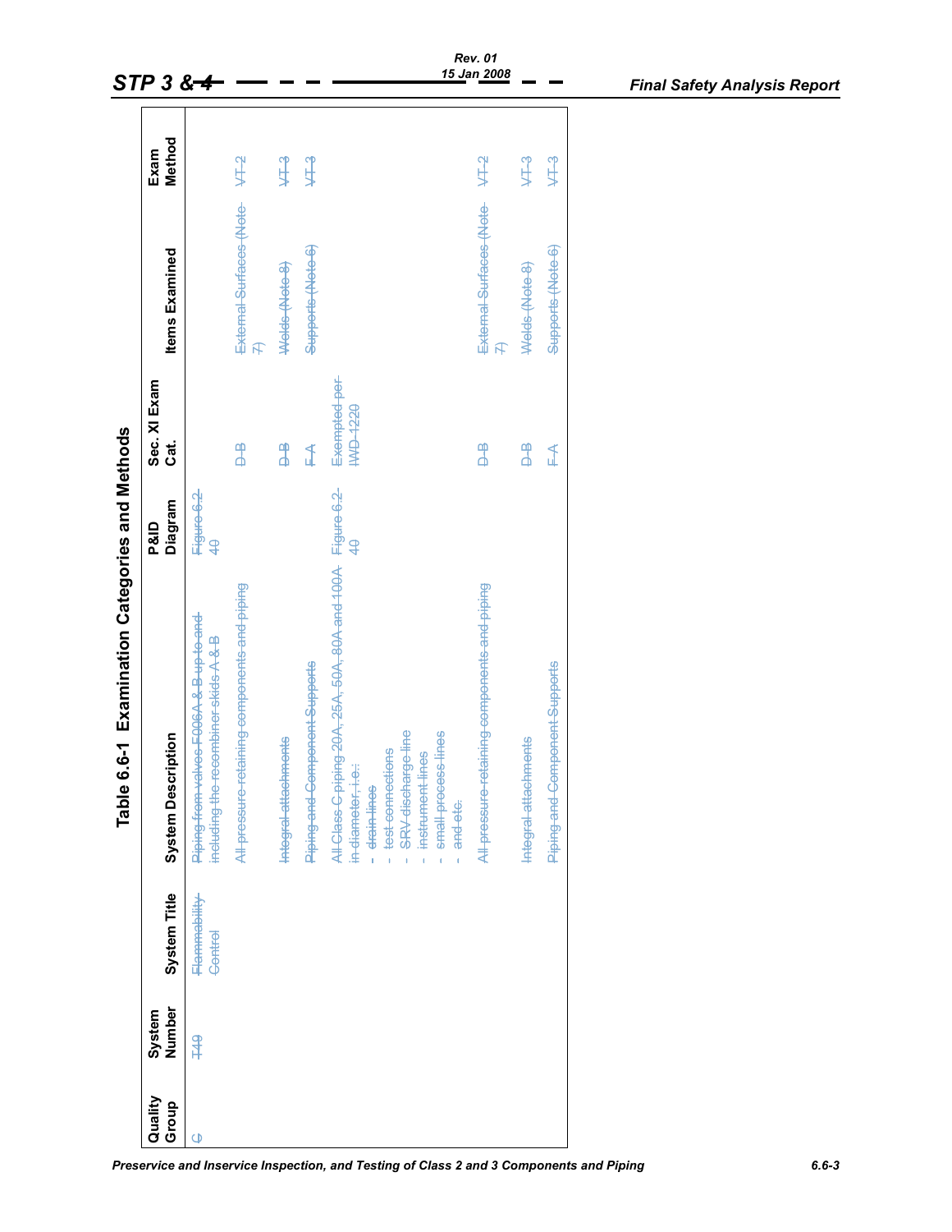# Table 6.6-1 Examination Categories and Methods

| Quality Group | System Number | System Title | System Description | P&ID Diagram | Sec. XI Exam Cat. | Items Examined | Exam Method |
|---|---|---|---|---|---|---|---|
| ~~C~~ | ~~T49~~ | ~~Flammability Control~~ | ~~Piping from valves F006A & B up to and including the recombiner skids A & B~~ | ~~Figure 6.2-40~~ | | | |
| | | | ~~All pressure retaining components and piping~~ | | ~~D-B~~ | ~~External Surfaces (Note 7)~~ | ~~VT-2~~ |
| | | | ~~Integral attachments~~ | | ~~D-B~~ | ~~Welds (Note 8)~~ | ~~VT-3~~ |
| | | | ~~Piping and Component Supports~~ | | ~~F-A~~ | ~~Supports (Note 6)~~ | ~~VT-3~~ |
| | | | ~~All Class C piping 20A, 25A, 50A, 80A and 100A in diameter, i.e.:<br>- drain lines<br>- test connections<br>- SRV discharge line<br>- instrument lines<br>- small process lines<br>- and etc.~~ | ~~Figure 6.2-40~~ | ~~Exempted per IWD-1220~~ | | |
| | | | ~~All pressure retaining components and piping~~ | | ~~D-B~~ | ~~External Surfaces (Note 7)~~ | ~~VT-2~~ |
| | | | ~~Integral attachments~~ | | ~~D-B~~ | ~~Welds (Note 8)~~ | ~~VT-3~~ |
| | | | ~~Piping and Component Supports~~ | | ~~F-A~~ | ~~Supports (Note 6)~~ | ~~VT-3~~ |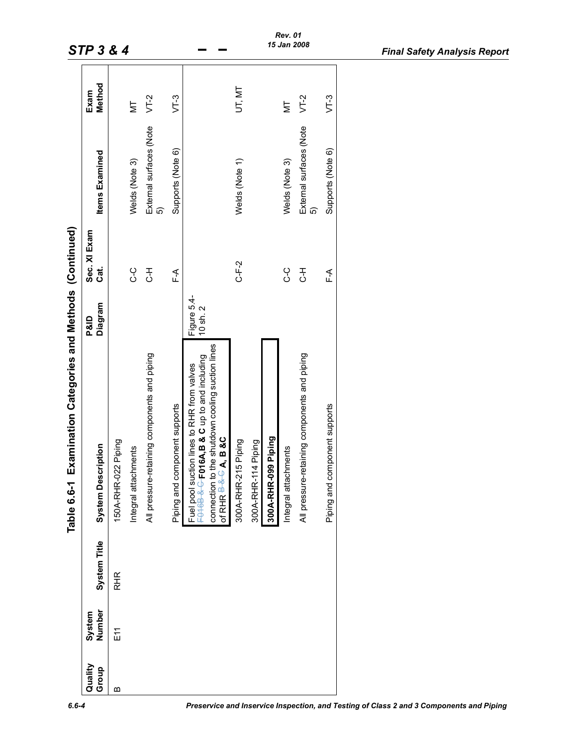**Table 6.6-1 Examination Categories and Methods (Continued)**

| Quality Group | System Number | System Title | System Description | P&ID Diagram | Sec. XI Exam Cat. | Items Examined | Exam Method |
|---|---|---|---|---|---|---|---|
| B | E11 | RHR | 150A-RHR-022 Piping | | | | |
| | | | Integral attachments | | C-C | Welds (Note 3) | MT |
| | | | All pressure-retaining components and piping | | C-H | External surfaces (Note 5) | VT-2 |
| | | | Piping and component supports | | F-A | Supports (Note 6) | VT-3 |
| | | | Fuel pool suction lines to RHR from valves ~~F016B & C~~ **F016A,B & C** up to and including connection to the shutdown cooling suction lines of RHR ~~B & C~~ **A, B &C** | Figure 5.4-10 sh. 2 | | | |
| | | | 300A-RHR-215 Piping | | C-F-2 | Welds (Note 1) | UT, MT |
| | | | 300A-RHR-114 Piping | | | | |
| | | | **300A-RHR-099 Piping** | | | | |
| | | | Integral attachments | | C-C | Welds (Note 3) | MT |
| | | | All pressure-retaining components and piping | | C-H | External surfaces (Note 5) | VT-2 |
| | | | Piping and component supports | | F-A | Supports (Note 6) | VT-3 |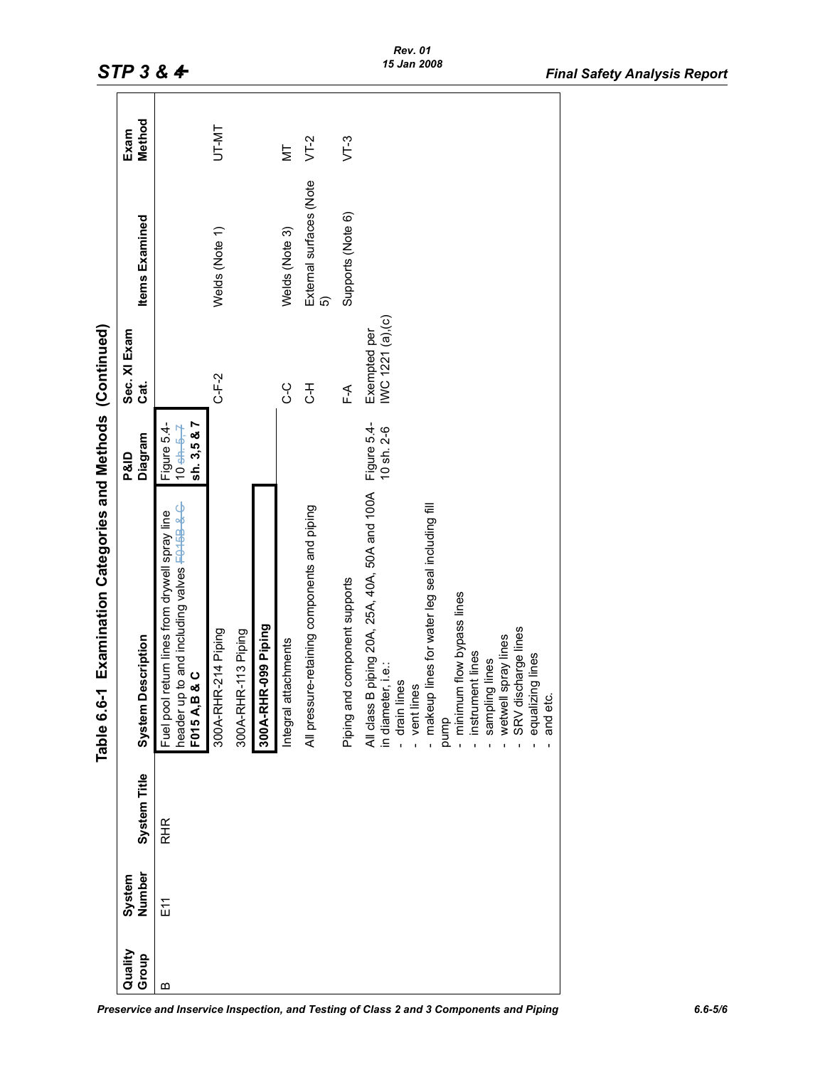## Table 6.6-1 Examination Categories and Methods (Continued)

| Quality Group | System Number | System Title | System Description | P&ID Diagram | Sec. XI Exam Cat. | Items Examined | Exam Method |
|---|---|---|---|---|---|---|---|
| B | E11 | RHR | Fuel pool return lines from drywell spray line header up to and including valves ~~F015B & C~~ **F015 A,B & C** | Figure 5.4-10 ~~sh. 6, 7~~ **sh. 3,5 & 7** | | | |
| | | | 300A-RHR-214 Piping | | C-F-2 | Welds (Note 1) | UT-MT |
| | | | 300A-RHR-113 Piping | | | | |
| | | | **300A-RHR-099 Piping** | | | | |
| | | | Integral attachments | | C-C | Welds (Note 3) | MT |
| | | | All pressure-retaining components and piping | | C-H | External surfaces (Note 5) | VT-2 |
| | | | Piping and component supports | | F-A | Supports (Note 6) | VT-3 |
| | | | All class B piping 20A, 25A, 40A, 50A and 100A in diameter, i.e.:<br>- drain lines<br>- vent lines<br>- makeup lines for water leg seal including fill pump<br>- minimum flow bypass lines<br>- instrument lines<br>- sampling lines<br>- wetwell spray lines<br>- SRV discharge lines<br>- equalizing lines<br>- and etc. | Figure 5.4-10 sh. 2-6 | Exempted per IWC 1221 (a),(c) | | |